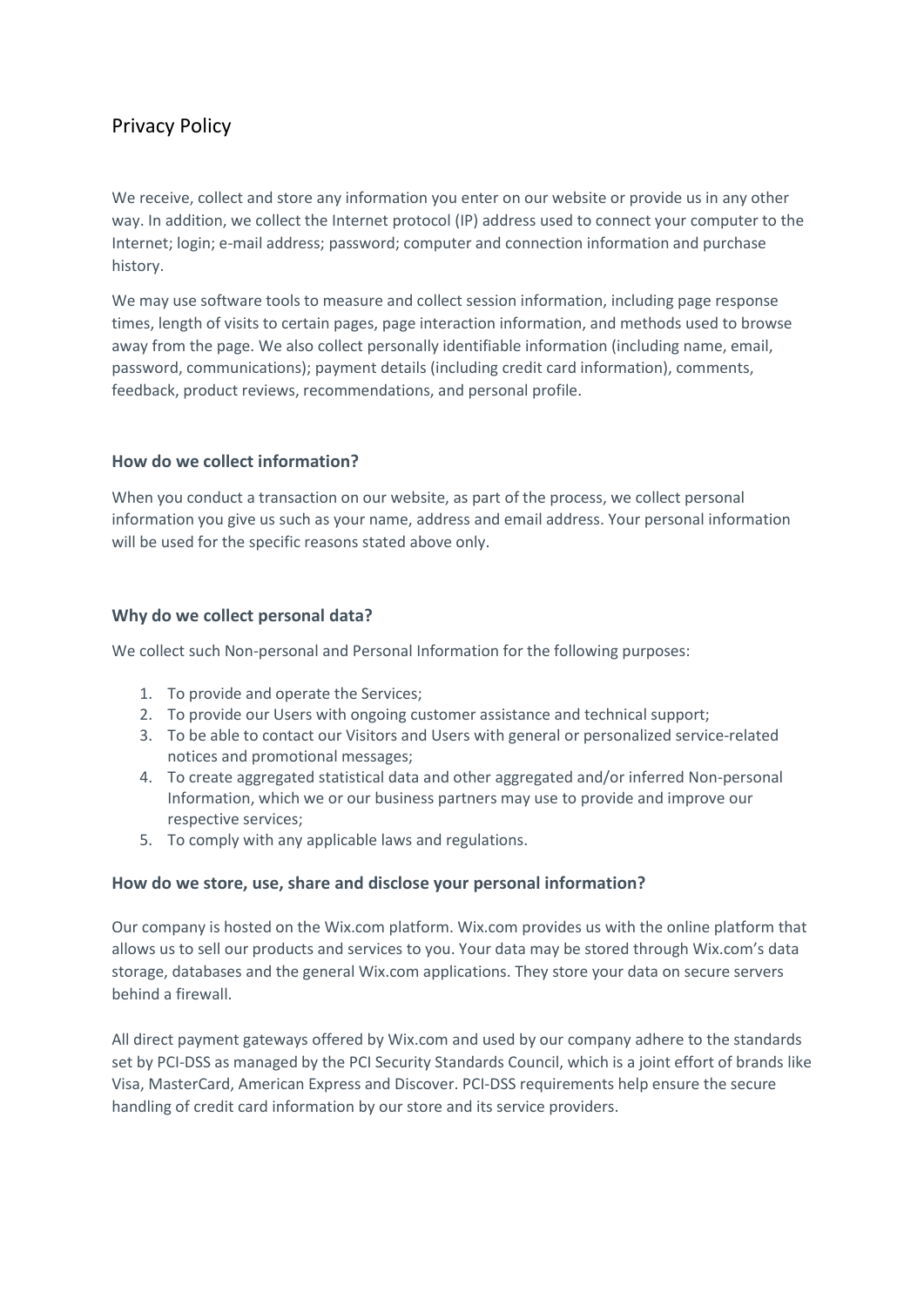# Privacy Policy

We receive, collect and store any information you enter on our website or provide us in any other way. In addition, we collect the Internet protocol (IP) address used to connect your computer to the Internet; login; e-mail address; password; computer and connection information and purchase history.

We may use software tools to measure and collect session information, including page response times, length of visits to certain pages, page interaction information, and methods used to browse away from the page. We also collect personally identifiable information (including name, email, password, communications); payment details (including credit card information), comments, feedback, product reviews, recommendations, and personal profile.

### How do we collect information?

When you conduct a transaction on our website, as part of the process, we collect personal information you give us such as your name, address and email address. Your personal information will be used for the specific reasons stated above only.

### Why do we collect personal data?

We collect such Non-personal and Personal Information for the following purposes:

1. To provide and operate the Services;
2. To provide our Users with ongoing customer assistance and technical support;
3. To be able to contact our Visitors and Users with general or personalized service-related notices and promotional messages;
4. To create aggregated statistical data and other aggregated and/or inferred Non-personal Information, which we or our business partners may use to provide and improve our respective services;
5. To comply with any applicable laws and regulations.

### How do we store, use, share and disclose your personal information?

Our company is hosted on the Wix.com platform. Wix.com provides us with the online platform that allows us to sell our products and services to you. Your data may be stored through Wix.com's data storage, databases and the general Wix.com applications. They store your data on secure servers behind a firewall.

All direct payment gateways offered by Wix.com and used by our company adhere to the standards set by PCI-DSS as managed by the PCI Security Standards Council, which is a joint effort of brands like Visa, MasterCard, American Express and Discover. PCI-DSS requirements help ensure the secure handling of credit card information by our store and its service providers.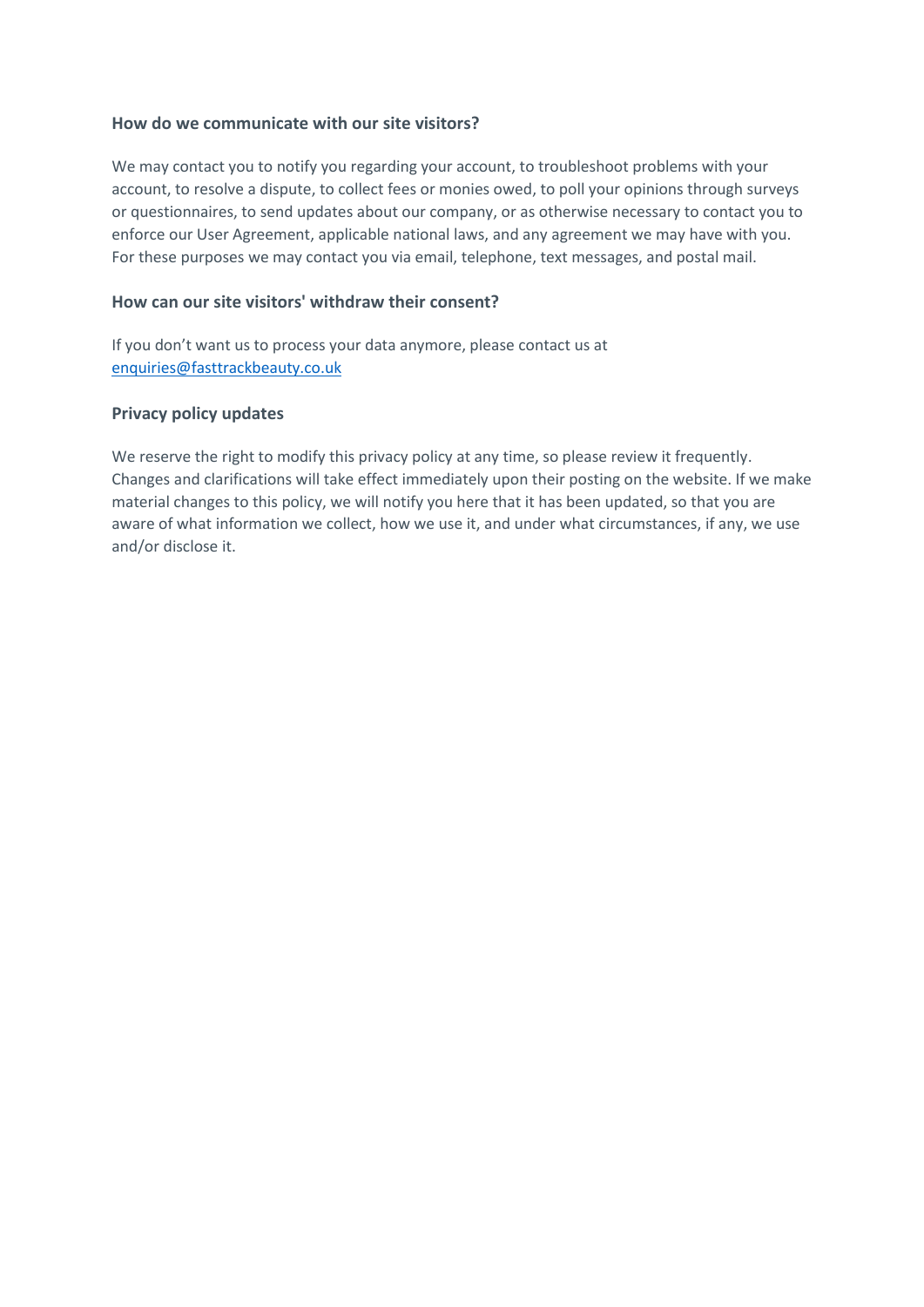### How do we communicate with our site visitors?

We may contact you to notify you regarding your account, to troubleshoot problems with your account, to resolve a dispute, to collect fees or monies owed, to poll your opinions through surveys or questionnaires, to send updates about our company, or as otherwise necessary to contact you to enforce our User Agreement, applicable national laws, and any agreement we may have with you. For these purposes we may contact you via email, telephone, text messages, and postal mail.

### How can our site visitors' withdraw their consent?

If you don't want us to process your data anymore, please contact us at [enquiries@fasttrackbeauty.co.uk](mailto:enquiries@fasttrackbeauty.co.uk)

### Privacy policy updates

We reserve the right to modify this privacy policy at any time, so please review it frequently. Changes and clarifications will take effect immediately upon their posting on the website. If we make material changes to this policy, we will notify you here that it has been updated, so that you are aware of what information we collect, how we use it, and under what circumstances, if any, we use and/or disclose it.